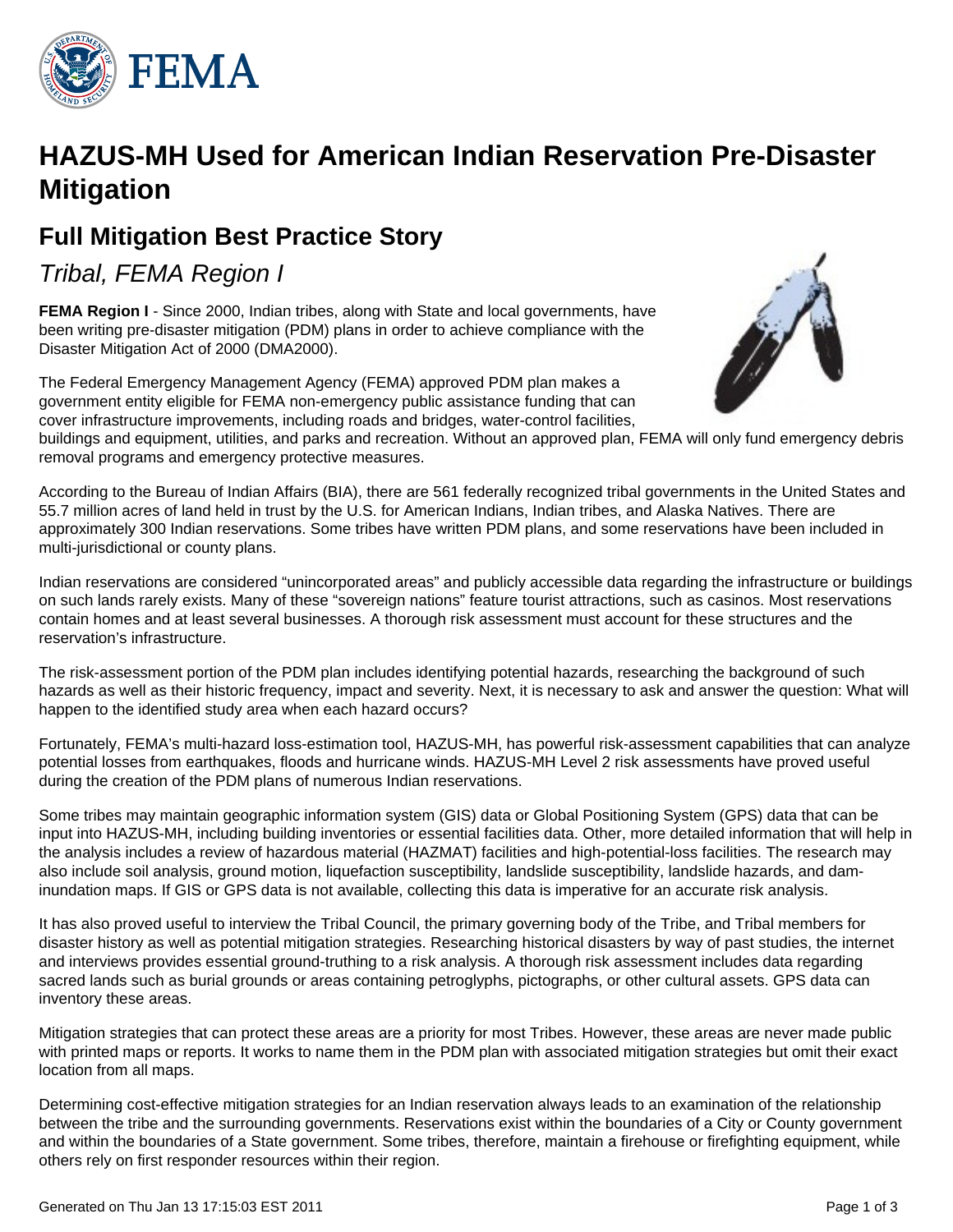# HAZUS-MH Used for American Indian Reservation Pre-Disaster Mitigation

## Full Mitigation Best Practice Story

*Tribal, FEMA Region I*

**FEMA Region I** - Since 2000, Indian tribes, along with State and local governments, have been writing pre-disaster mitigation (PDM) plans in order to achieve compliance with the Disaster Mitigation Act of 2000 (DMA2000).

The Federal Emergency Management Agency (FEMA) approved PDM plan makes a government entity eligible for FEMA non-emergency public assistance funding that can cover infrastructure improvements, including roads and bridges, water-control facilities, buildings and equipment, utilities, and parks and recreation. Without an approved plan, FEMA will only fund emergency debris removal programs and emergency protective measures.

According to the Bureau of Indian Affairs (BIA), there are 561 federally recognized tribal governments in the United States and 55.7 million acres of land held in trust by the U.S. for American Indians, Indian tribes, and Alaska Natives. There are approximately 300 Indian reservations. Some tribes have written PDM plans, and some reservations have been included in multi-jurisdictional or county plans.

Indian reservations are considered "unincorporated areas" and publicly accessible data regarding the infrastructure or buildings on such lands rarely exists. Many of these "sovereign nations" feature tourist attractions, such as casinos. Most reservations contain homes and at least several businesses. A thorough risk assessment must account for these structures and the reservation's infrastructure.

The risk-assessment portion of the PDM plan includes identifying potential hazards, researching the background of such hazards as well as their historic frequency, impact and severity. Next, it is necessary to ask and answer the question: What will happen to the identified study area when each hazard occurs?

Fortunately, FEMA's multi-hazard loss-estimation tool, HAZUS-MH, has powerful risk-assessment capabilities that can analyze potential losses from earthquakes, floods and hurricane winds. HAZUS-MH Level 2 risk assessments have proved useful during the creation of the PDM plans of numerous Indian reservations.

Some tribes may maintain geographic information system (GIS) data or Global Positioning System (GPS) data that can be input into HAZUS-MH, including building inventories or essential facilities data. Other, more detailed information that will help in the analysis includes a review of hazardous material (HAZMAT) facilities and high-potential-loss facilities. The research may also include soil analysis, ground motion, liquefaction susceptibility, landslide susceptibility, landslide hazards, and dam-inundation maps. If GIS or GPS data is not available, collecting this data is imperative for an accurate risk analysis.

It has also proved useful to interview the Tribal Council, the primary governing body of the Tribe, and Tribal members for disaster history as well as potential mitigation strategies. Researching historical disasters by way of past studies, the internet and interviews provides essential ground-truthing to a risk analysis. A thorough risk assessment includes data regarding sacred lands such as burial grounds or areas containing petroglyphs, pictographs, or other cultural assets. GPS data can inventory these areas.

Mitigation strategies that can protect these areas are a priority for most Tribes. However, these areas are never made public with printed maps or reports. It works to name them in the PDM plan with associated mitigation strategies but omit their exact location from all maps.

Determining cost-effective mitigation strategies for an Indian reservation always leads to an examination of the relationship between the tribe and the surrounding governments. Reservations exist within the boundaries of a City or County government and within the boundaries of a State government. Some tribes, therefore, maintain a firehouse or firefighting equipment, while others rely on first responder resources within their region.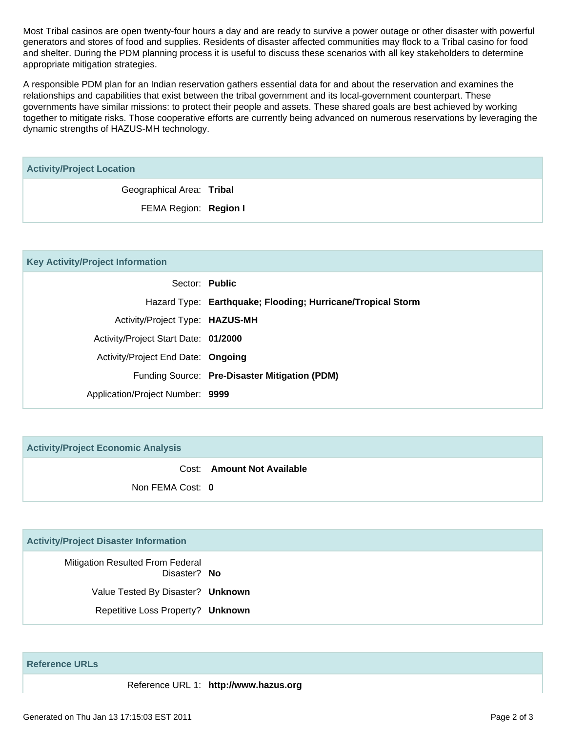Most Tribal casinos are open twenty-four hours a day and are ready to survive a power outage or other disaster with powerful generators and stores of food and supplies. Residents of disaster affected communities may flock to a Tribal casino for food and shelter. During the PDM planning process it is useful to discuss these scenarios with all key stakeholders to determine appropriate mitigation strategies.

A responsible PDM plan for an Indian reservation gathers essential data for and about the reservation and examines the relationships and capabilities that exist between the tribal government and its local-government counterpart. These governments have similar missions: to protect their people and assets. These shared goals are best achieved by working together to mitigate risks. Those cooperative efforts are currently being advanced on numerous reservations by leveraging the dynamic strengths of HAZUS-MH technology.

## Activity/Project Location

| | |
|---|---|
| Geographical Area: | **Tribal** |
| FEMA Region: | **Region I** |

## Key Activity/Project Information

| | |
|---|---|
| Sector: | **Public** |
| Hazard Type: | **Earthquake; Flooding; Hurricane/Tropical Storm** |
| Activity/Project Type: | **HAZUS-MH** |
| Activity/Project Start Date: | **01/2000** |
| Activity/Project End Date: | **Ongoing** |
| Funding Source: | **Pre-Disaster Mitigation (PDM)** |
| Application/Project Number: | **9999** |

## Activity/Project Economic Analysis

| | |
|---|---|
| Cost: | **Amount Not Available** |
| Non FEMA Cost: | **0** |

## Activity/Project Disaster Information

| | |
|---|---|
| Mitigation Resulted From Federal Disaster? | **No** |
| Value Tested By Disaster? | **Unknown** |
| Repetitive Loss Property? | **Unknown** |

## Reference URLs

| | |
|---|---|
| Reference URL 1: | **http://www.hazus.org** |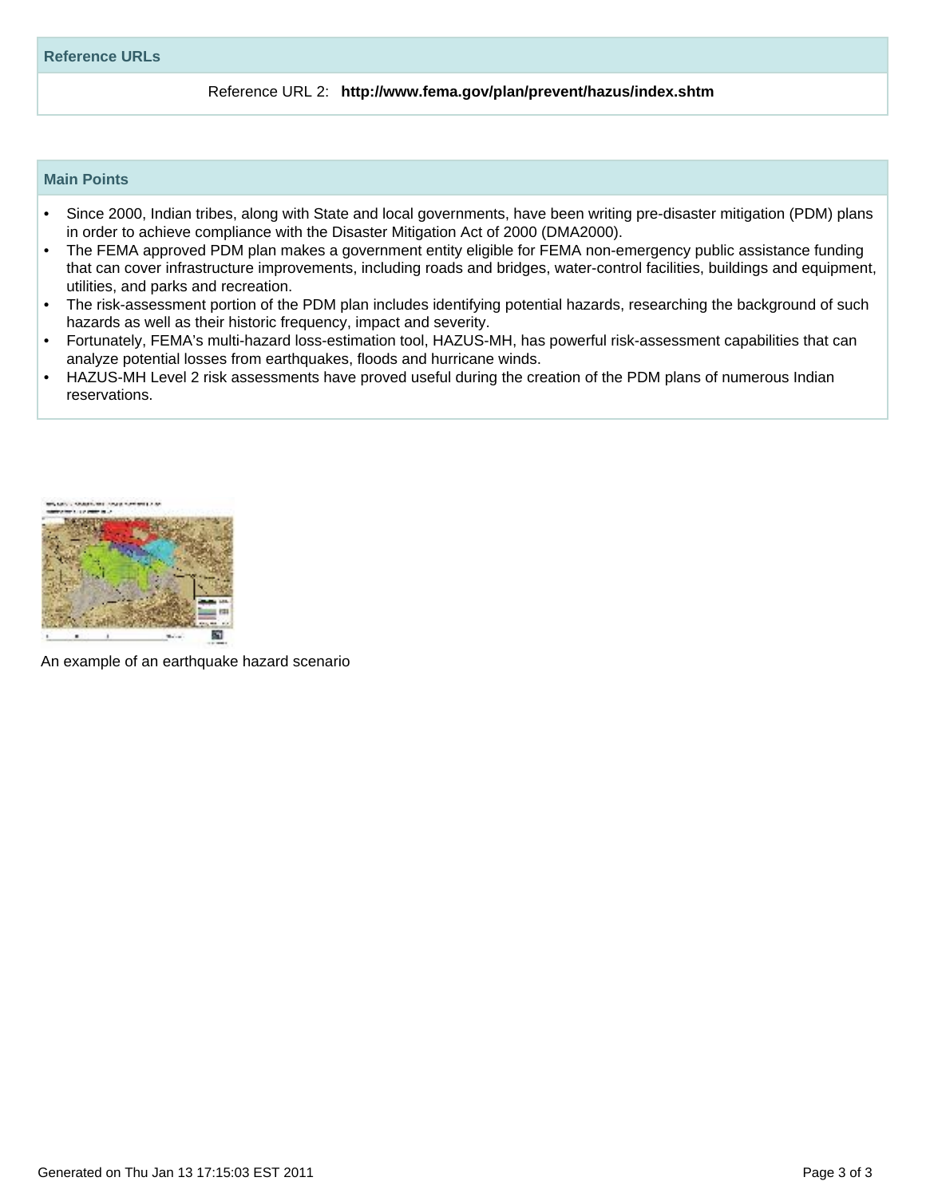## Reference URLs

Reference URL 2: **http://www.fema.gov/plan/prevent/hazus/index.shtm**

## Main Points

- Since 2000, Indian tribes, along with State and local governments, have been writing pre-disaster mitigation (PDM) plans in order to achieve compliance with the Disaster Mitigation Act of 2000 (DMA2000).
- The FEMA approved PDM plan makes a government entity eligible for FEMA non-emergency public assistance funding that can cover infrastructure improvements, including roads and bridges, water-control facilities, buildings and equipment, utilities, and parks and recreation.
- The risk-assessment portion of the PDM plan includes identifying potential hazards, researching the background of such hazards as well as their historic frequency, impact and severity.
- Fortunately, FEMA's multi-hazard loss-estimation tool, HAZUS-MH, has powerful risk-assessment capabilities that can analyze potential losses from earthquakes, floods and hurricane winds.
- HAZUS-MH Level 2 risk assessments have proved useful during the creation of the PDM plans of numerous Indian reservations.

An example of an earthquake hazard scenario